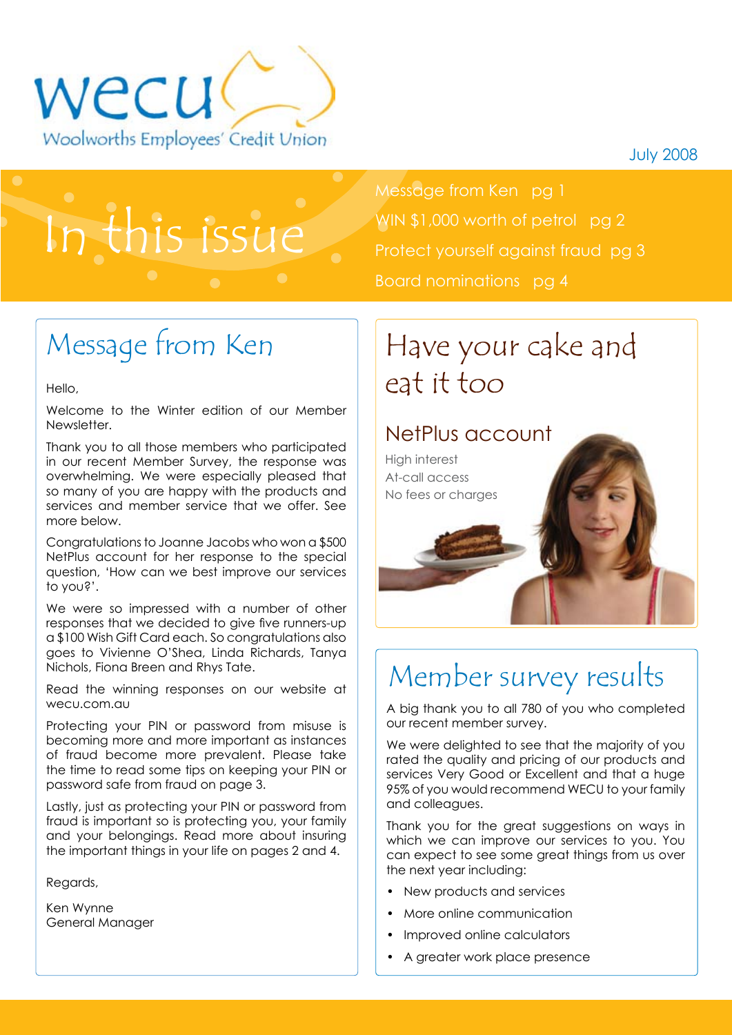wecu

Woolworths Employees' Credit Union

July 2008

# In this issue

- Message from Ken pg 1
- WIN $1,000 worth of petrol pg 2
- Protect yourself against fraud pg 3
- Board nominations pg 4

## Message from Ken

Hello,

Welcome to the Winter edition of our Member Newsletter.

Thank you to all those members who participated in our recent Member Survey, the response was overwhelming. We were especially pleased that so many of you are happy with the products and services and member service that we offer. See more below.

Congratulations to Joanne Jacobs who won a $500 NetPlus account for her response to the special question, 'How can we best improve our services to you?'.

We were so impressed with a number of other responses that we decided to give five runners-up a $100 Wish Gift Card each. So congratulations also goes to Vivienne O'Shea, Linda Richards, Tanya Nichols, Fiona Breen and Rhys Tate.

Read the winning responses on our website at wecu.com.au

Protecting your PIN or password from misuse is becoming more and more important as instances of fraud become more prevalent. Please take the time to read some tips on keeping your PIN or password safe from fraud on page 3.

Lastly, just as protecting your PIN or password from fraud is important so is protecting you, your family and your belongings. Read more about insuring the important things in your life on pages 2 and 4.

Regards,

Ken Wynne
General Manager

## Have your cake and eat it too

### NetPlus account

High interest
At-call access
No fees or charges

## Member survey results

A big thank you to all 780 of you who completed our recent member survey.

We were delighted to see that the majority of you rated the quality and pricing of our products and services Very Good or Excellent and that a huge 95% of you would recommend WECU to your family and colleagues.

Thank you for the great suggestions on ways in which we can improve our services to you. You can expect to see some great things from us over the next year including:

- New products and services
- More online communication
- Improved online calculators
- A greater work place presence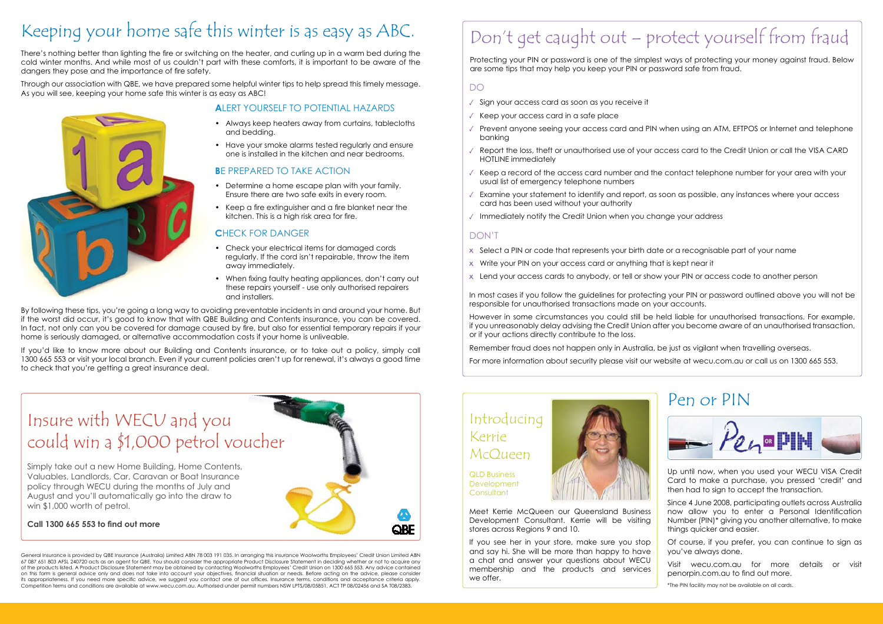# Keeping your home safe this winter is as easy as ABC.

There's nothing better than lighting the fire or switching on the heater, and curling up in a warm bed during the cold winter months. And while most of us couldn't part with these comforts, it is important to be aware of the dangers they pose and the importance of fire safety.

Through our association with QBE, we have prepared some helpful winter tips to help spread this timely message. As you will see, keeping your home safe this winter is as easy as ABC!

### ALERT YOURSELF TO POTENTIAL HAZARDS

- Always keep heaters away from curtains, tablecloths and bedding.
- Have your smoke alarms tested regularly and ensure one is installed in the kitchen and near bedrooms.

### BE PREPARED TO TAKE ACTION

- Determine a home escape plan with your family. Ensure there are two safe exits in every room.
- Keep a fire extinguisher and a fire blanket near the kitchen. This is a high risk area for fire.

### CHECK FOR DANGER

- Check your electrical items for damaged cords regularly. If the cord isn't repairable, throw the item away immediately.
- When fixing faulty heating appliances, don't carry out these repairs yourself - use only authorised repairers and installers.

By following these tips, you're going a long way to avoiding preventable incidents in and around your home. But if the worst did occur, it's good to know that with QBE Building and Contents insurance, you can be covered. In fact, not only can you be covered for damage caused by fire, but also for essential temporary repairs if your home is seriously damaged, or alternative accommodation costs if your home is unliveable.

If you'd like to know more about our Building and Contents insurance, or to take out a policy, simply call 1300 665 553 or visit your local branch. Even if your current policies aren't up for renewal, it's always a good time to check that you're getting a great insurance deal.

# Insure with WECU and you could win a $1,000 petrol voucher

Simply take out a new Home Building, Home Contents, Valuables, Landlords, Car, Caravan or Boat Insurance policy through WECU during the months of July and August and you'll automatically go into the draw to win $1,000 worth of petrol.

**Call 1300 665 553 to find out more**

General Insurance is provided by QBE Insurance (Australia) Limited ABN 78 003 191 035. In arranging this insurance Woolworths Employees' Credit Union Limited ABN 67 087 651 803 AFSL 240720 acts as an agent for QBE. You should consider the appropriate Product Disclosure Statement in deciding whether or not to acquire any of the products listed. A Product Disclosure Statement may be obtained by contacting Woolworths Employees' Credit Union on 1300 665 553. Any advice contained on this form is general advice only and does not take into account your objectives, financial situation or needs. Before acting on the advice, please consider its appropriateness. If you need more specific advice, we suggest you contact one of our offices. Insurance terms, conditions and acceptance criteria apply. Competition terms and conditions are available at www.wecu.com.au. Authorised under permit numbers NSW LPTS/08/05851, ACT TP 08/02456 and SA T08/2383.

# Don't get caught out – protect yourself from fraud

Protecting your PIN or password is one of the simplest ways of protecting your money against fraud. Below are some tips that may help you keep your PIN or password safe from fraud.

### DO

- ✓ Sign your access card as soon as you receive it
- ✓ Keep your access card in a safe place
- ✓ Prevent anyone seeing your access card and PIN when using an ATM, EFTPOS or Internet and telephone banking
- ✓ Report the loss, theft or unauthorised use of your access card to the Credit Union or call the VISA CARD HOTLINE immediately
- ✓ Keep a record of the access card number and the contact telephone number for your area with your usual list of emergency telephone numbers
- ✓ Examine your statement to identify and report, as soon as possible, any instances where your access card has been used without your authority
- ✓ Immediately notify the Credit Union when you change your address

### DON'T

- x Select a PIN or code that represents your birth date or a recognisable part of your name
- x Write your PIN on your access card or anything that is kept near it
- x Lend your access cards to anybody, or tell or show your PIN or access code to another person

In most cases if you follow the guidelines for protecting your PIN or password outlined above you will not be responsible for unauthorised transactions made on your accounts.

However in some circumstances you could still be held liable for unauthorised transactions. For example, if you unreasonably delay advising the Credit Union after you become aware of an unauthorised transaction, or if your actions directly contribute to the loss.

Remember fraud does not happen only in Australia, be just as vigilant when travelling overseas.

For more information about security please visit our website at wecu.com.au or call us on 1300 665 553.

# Introducing Kerrie McQueen

QLD Business Development Consultant

Meet Kerrie McQueen our Queensland Business Development Consultant. Kerrie will be visiting stores across Regions 9 and 10.

If you see her in your store, make sure you stop and say hi. She will be more than happy to have a chat and answer your questions about WECU membership and the products and services we offer.

# Pen or PIN

Up until now, when you used your WECU VISA Credit Card to make a purchase, you pressed 'credit' and then had to sign to accept the transaction.

Since 4 June 2008, participating outlets across Australia now allow you to enter a Personal Identification Number (PIN)* giving you another alternative, to make things quicker and easier.

Of course, if you prefer, you can continue to sign as you've always done.

Visit wecu.com.au for more details or visit penorpin.com.au to find out more.

*The PIN facility may not be available on all cards.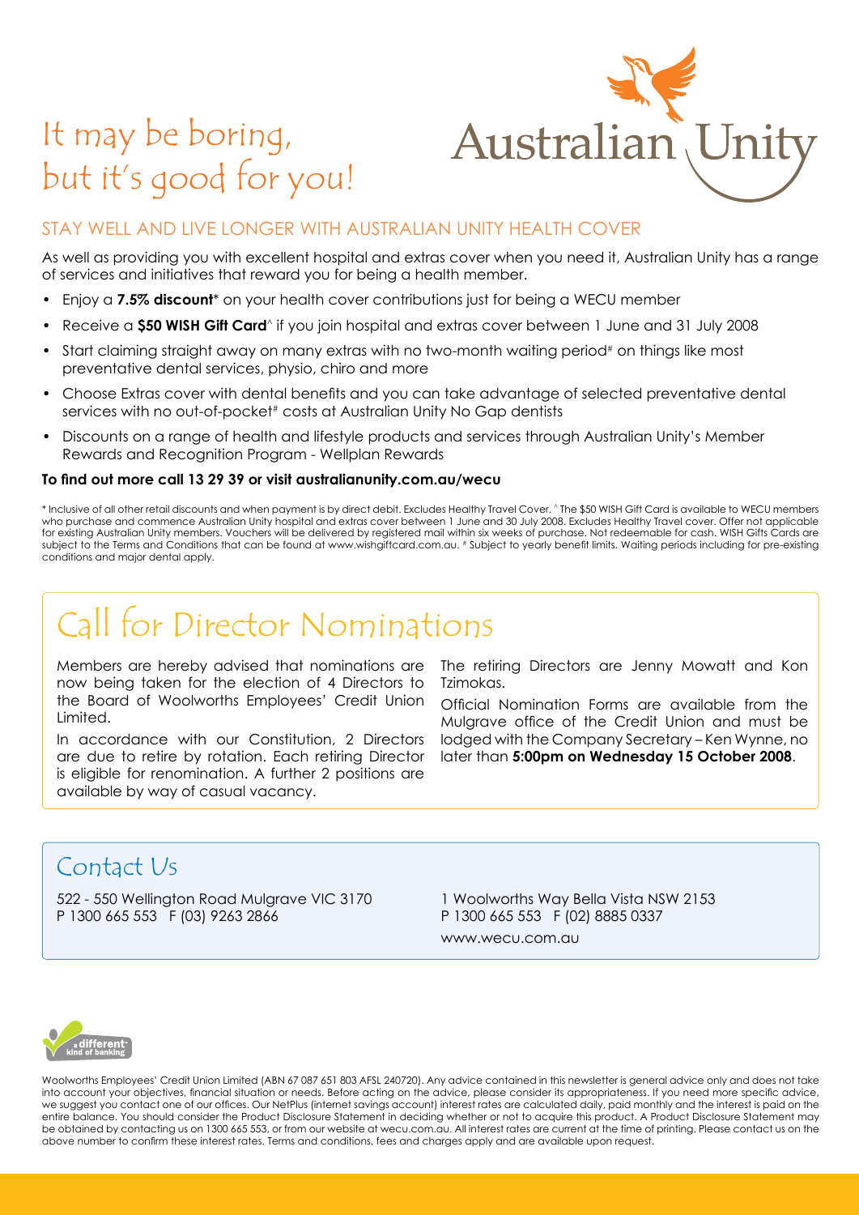# It may be boring, but it's good for you!

Australian Unity

## STAY WELL AND LIVE LONGER WITH AUSTRALIAN UNITY HEALTH COVER

As well as providing you with excellent hospital and extras cover when you need it, Australian Unity has a range of services and initiatives that reward you for being a health member.

- Enjoy a **7.5% discount*** on your health cover contributions just for being a WECU member
- Receive a **$50 WISH Gift Card**^ if you join hospital and extras cover between 1 June and 31 July 2008
- Start claiming straight away on many extras with no two-month waiting period# on things like most preventative dental services, physio, chiro and more
- Choose Extras cover with dental benefits and you can take advantage of selected preventative dental services with no out-of-pocket# costs at Australian Unity No Gap dentists
- Discounts on a range of health and lifestyle products and services through Australian Unity's Member Rewards and Recognition Program - Wellplan Rewards

**To find out more call 13 29 39 or visit australianunity.com.au/wecu**

\* Inclusive of all other retail discounts and when payment is by direct debit. Excludes Healthy Travel Cover. ^ The $50 WISH Gift Card is available to WECU members who purchase and commence Australian Unity hospital and extras cover between 1 June and 30 July 2008. Excludes Healthy Travel cover. Offer not applicable for existing Australian Unity members. Vouchers will be delivered by registered mail within six weeks of purchase. Not redeemable for cash. WISH Gifts Cards are subject to the Terms and Conditions that can be found at www.wishgiftcard.com.au. # Subject to yearly benefit limits. Waiting periods including for pre-existing conditions and major dental apply.

# Call for Director Nominations

Members are hereby advised that nominations are now being taken for the election of 4 Directors to the Board of Woolworths Employees' Credit Union Limited.

In accordance with our Constitution, 2 Directors are due to retire by rotation. Each retiring Director is eligible for renomination. A further 2 positions are available by way of casual vacancy.

The retiring Directors are Jenny Mowatt and Kon Tzimokas.

Official Nomination Forms are available from the Mulgrave office of the Credit Union and must be lodged with the Company Secretary – Ken Wynne, no later than **5:00pm on Wednesday 15 October 2008**.

## Contact Us

522 - 550 Wellington Road Mulgrave VIC 3170
P 1300 665 553 F (03) 9263 2866

1 Woolworths Way Bella Vista NSW 2153
P 1300 665 553 F (02) 8885 0337

www.wecu.com.au

a different kind of banking

Woolworths Employees' Credit Union Limited (ABN 67 087 651 803 AFSL 240720). Any advice contained in this newsletter is general advice only and does not take into account your objectives, financial situation or needs. Before acting on the advice, please consider its appropriateness. If you need more specific advice, we suggest you contact one of our offices. Our NetPlus (internet savings account) interest rates are calculated daily, paid monthly and the interest is paid on the entire balance. You should consider the Product Disclosure Statement in deciding whether or not to acquire this product. A Product Disclosure Statement may be obtained by contacting us on 1300 665 553, or from our website at wecu.com.au. All interest rates are current at the time of printing. Please contact us on the above number to confirm these interest rates. Terms and conditions, fees and charges apply and are available upon request.